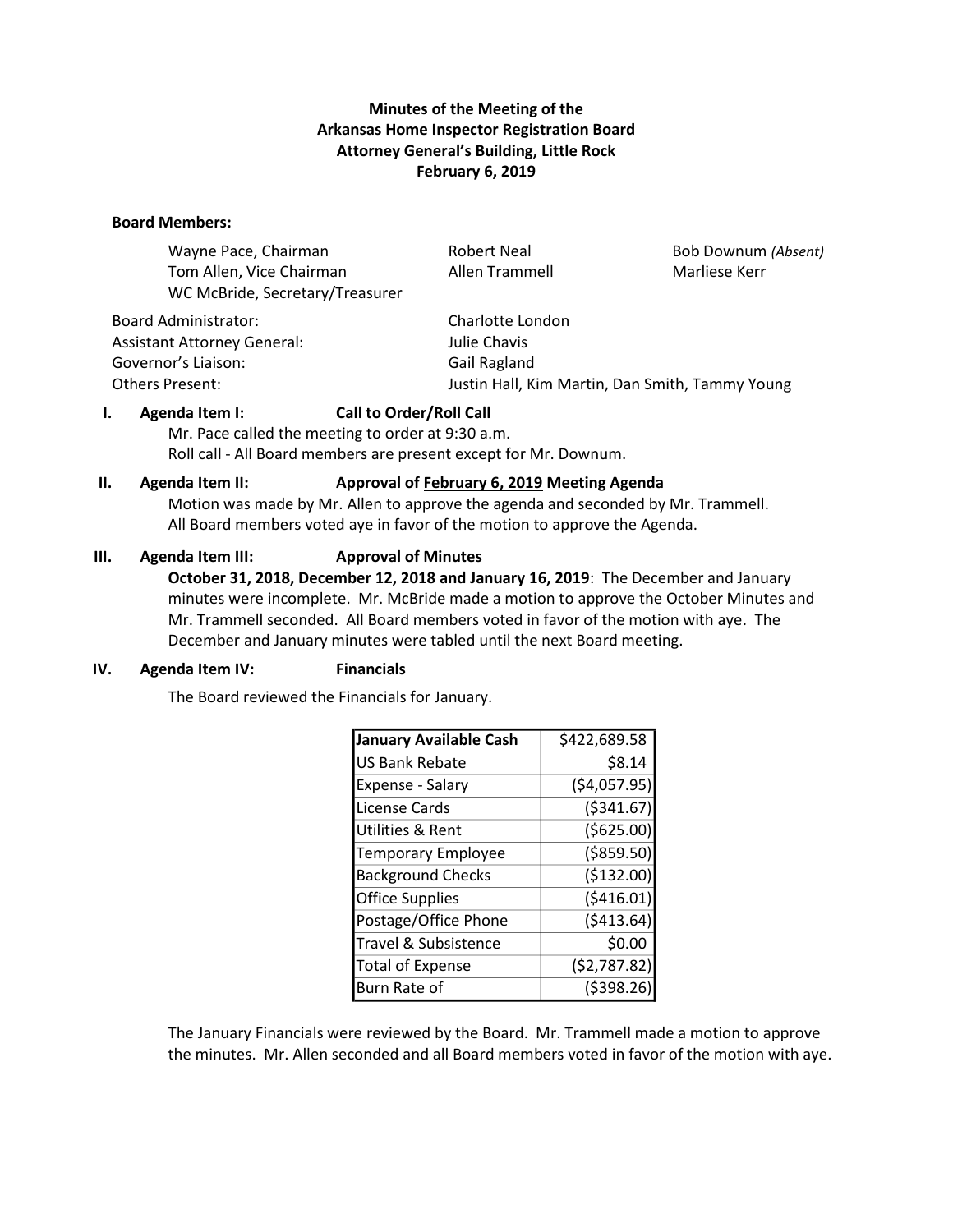**Minutes of the Meeting of the**
**Arkansas Home Inspector Registration Board**
**Attorney General's Building, Little Rock**
**February 6, 2019**

**Board Members:**

Wayne Pace, Chairman
Tom Allen, Vice Chairman
WC McBride, Secretary/Treasurer
Robert Neal
Allen Trammell
Bob Downum *(Absent)*
Marliese Kerr

Board Administrator: Charlotte London
Assistant Attorney General: Julie Chavis
Governor's Liaison: Gail Ragland
Others Present: Justin Hall, Kim Martin, Dan Smith, Tammy Young

**I. Agenda Item I: Call to Order/Roll Call**

Mr. Pace called the meeting to order at 9:30 a.m.
Roll call - All Board members are present except for Mr. Downum.

**II. Agenda Item II: Approval of February 6, 2019 Meeting Agenda**

Motion was made by Mr. Allen to approve the agenda and seconded by Mr. Trammell. All Board members voted aye in favor of the motion to approve the Agenda.

**III. Agenda Item III: Approval of Minutes**

**October 31, 2018, December 12, 2018 and January 16, 2019**: The December and January minutes were incomplete. Mr. McBride made a motion to approve the October Minutes and Mr. Trammell seconded. All Board members voted in favor of the motion with aye. The December and January minutes were tabled until the next Board meeting.

**IV. Agenda Item IV: Financials**

The Board reviewed the Financials for January.

| | |
|---|---|
| **January Available Cash** | $422,689.58 |
| US Bank Rebate | $8.14 |
| Expense - Salary | ($4,057.95) |
| License Cards | ($341.67) |
| Utilities & Rent | ($625.00) |
| Temporary Employee | ($859.50) |
| Background Checks | ($132.00) |
| Office Supplies | ($416.01) |
| Postage/Office Phone | ($413.64) |
| Travel & Subsistence | $0.00 |
| Total of Expense | ($2,787.82) |
| Burn Rate of | ($398.26) |

The January Financials were reviewed by the Board. Mr. Trammell made a motion to approve the minutes. Mr. Allen seconded and all Board members voted in favor of the motion with aye.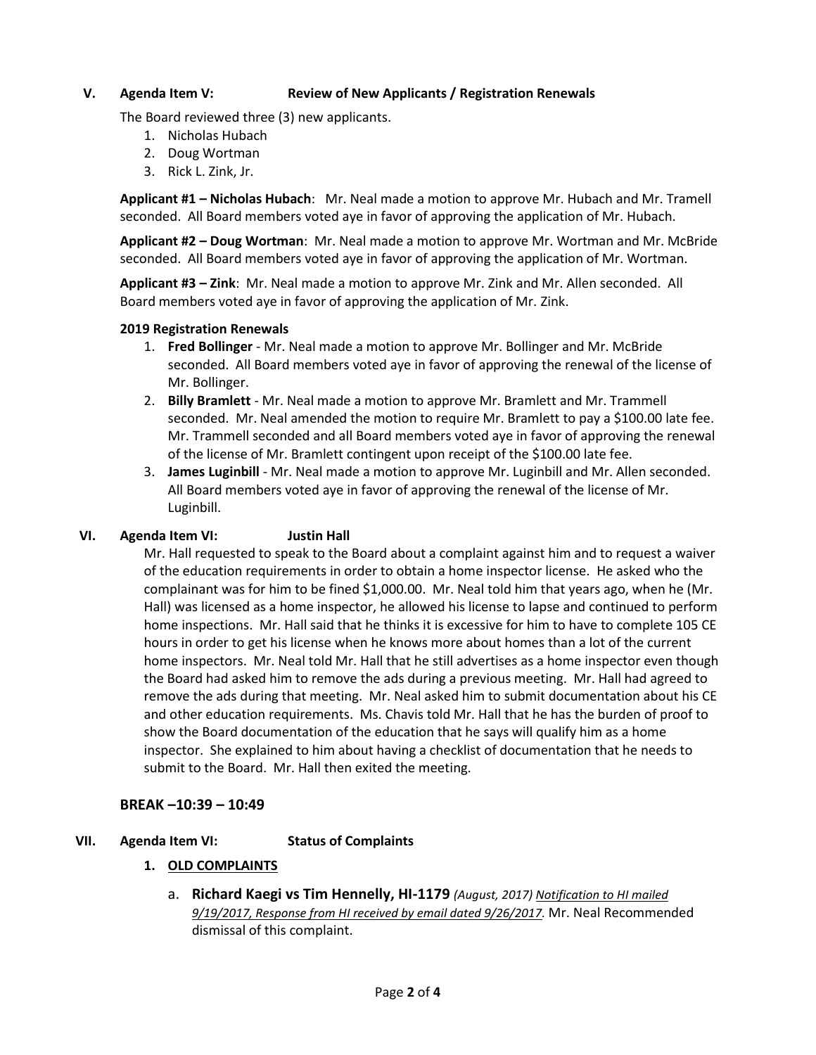## V. Agenda Item V: Review of New Applicants / Registration Renewals

The Board reviewed three (3) new applicants.

1. Nicholas Hubach
2. Doug Wortman
3. Rick L. Zink, Jr.

**Applicant #1 – Nicholas Hubach**: Mr. Neal made a motion to approve Mr. Hubach and Mr. Tramell seconded. All Board members voted aye in favor of approving the application of Mr. Hubach.

**Applicant #2 – Doug Wortman**: Mr. Neal made a motion to approve Mr. Wortman and Mr. McBride seconded. All Board members voted aye in favor of approving the application of Mr. Wortman.

**Applicant #3 – Zink**: Mr. Neal made a motion to approve Mr. Zink and Mr. Allen seconded. All Board members voted aye in favor of approving the application of Mr. Zink.

**2019 Registration Renewals**

1. **Fred Bollinger** - Mr. Neal made a motion to approve Mr. Bollinger and Mr. McBride seconded. All Board members voted aye in favor of approving the renewal of the license of Mr. Bollinger.
2. **Billy Bramlett** - Mr. Neal made a motion to approve Mr. Bramlett and Mr. Trammell seconded. Mr. Neal amended the motion to require Mr. Bramlett to pay a $100.00 late fee. Mr. Trammell seconded and all Board members voted aye in favor of approving the renewal of the license of Mr. Bramlett contingent upon receipt of the $100.00 late fee.
3. **James Luginbill** - Mr. Neal made a motion to approve Mr. Luginbill and Mr. Allen seconded. All Board members voted aye in favor of approving the renewal of the license of Mr. Luginbill.

## VI. Agenda Item VI: Justin Hall

Mr. Hall requested to speak to the Board about a complaint against him and to request a waiver of the education requirements in order to obtain a home inspector license. He asked who the complainant was for him to be fined $1,000.00. Mr. Neal told him that years ago, when he (Mr. Hall) was licensed as a home inspector, he allowed his license to lapse and continued to perform home inspections. Mr. Hall said that he thinks it is excessive for him to have to complete 105 CE hours in order to get his license when he knows more about homes than a lot of the current home inspectors. Mr. Neal told Mr. Hall that he still advertises as a home inspector even though the Board had asked him to remove the ads during a previous meeting. Mr. Hall had agreed to remove the ads during that meeting. Mr. Neal asked him to submit documentation about his CE and other education requirements. Ms. Chavis told Mr. Hall that he has the burden of proof to show the Board documentation of the education that he says will qualify him as a home inspector. She explained to him about having a checklist of documentation that he needs to submit to the Board. Mr. Hall then exited the meeting.

### BREAK –10:39 – 10:49

## VII. Agenda Item VI: Status of Complaints

1. **OLD COMPLAINTS**

   a. **Richard Kaegi vs Tim Hennelly, HI-1179** *(August, 2017)* *Notification to HI mailed 9/19/2017, Response from HI received by email dated 9/26/2017.* Mr. Neal Recommended dismissal of this complaint.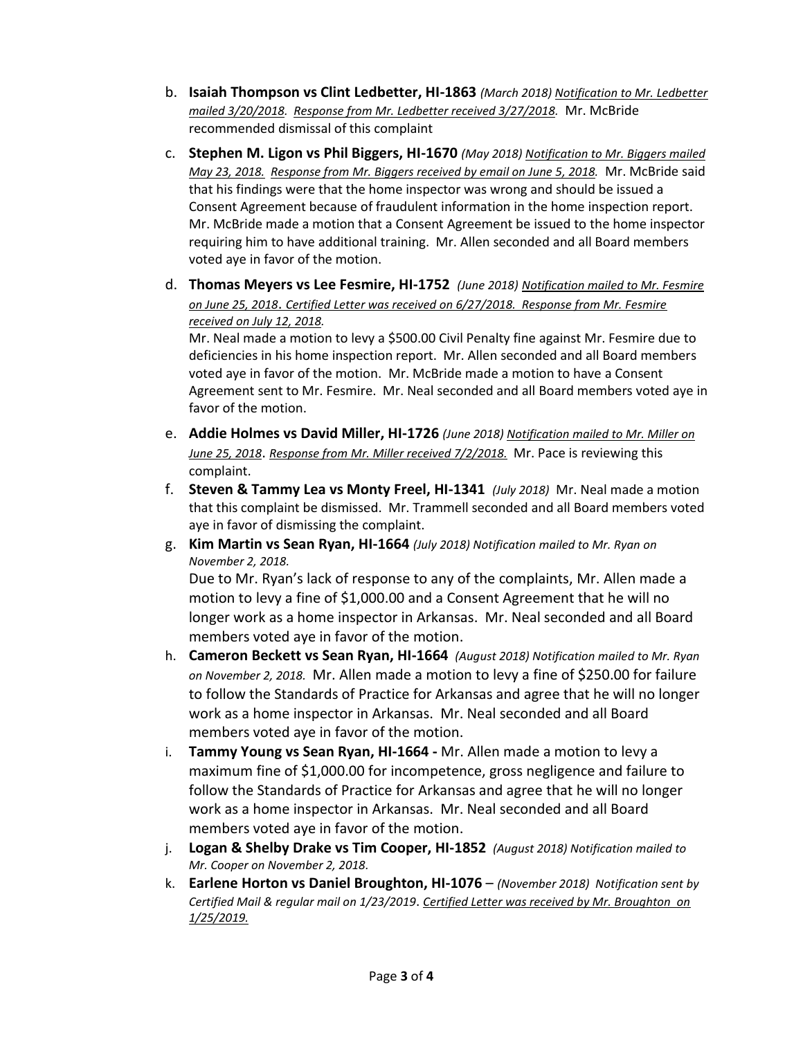b. **Isaiah Thompson vs Clint Ledbetter, HI-1863** *(March 2018) Notification to Mr. Ledbetter mailed 3/20/2018. Response from Mr. Ledbetter received 3/27/2018.* Mr. McBride recommended dismissal of this complaint

c. **Stephen M. Ligon vs Phil Biggers, HI-1670** *(May 2018) Notification to Mr. Biggers mailed May 23, 2018. Response from Mr. Biggers received by email on June 5, 2018.* Mr. McBride said that his findings were that the home inspector was wrong and should be issued a Consent Agreement because of fraudulent information in the home inspection report. Mr. McBride made a motion that a Consent Agreement be issued to the home inspector requiring him to have additional training. Mr. Allen seconded and all Board members voted aye in favor of the motion.

d. **Thomas Meyers vs Lee Fesmire, HI-1752** *(June 2018) Notification mailed to Mr. Fesmire on June 25, 2018. Certified Letter was received on 6/27/2018. Response from Mr. Fesmire received on July 12, 2018.*
Mr. Neal made a motion to levy a $500.00 Civil Penalty fine against Mr. Fesmire due to deficiencies in his home inspection report. Mr. Allen seconded and all Board members voted aye in favor of the motion. Mr. McBride made a motion to have a Consent Agreement sent to Mr. Fesmire. Mr. Neal seconded and all Board members voted aye in favor of the motion.

e. **Addie Holmes vs David Miller, HI-1726** *(June 2018) Notification mailed to Mr. Miller on June 25, 2018. Response from Mr. Miller received 7/2/2018.* Mr. Pace is reviewing this complaint.

f. **Steven & Tammy Lea vs Monty Freel, HI-1341** *(July 2018)* Mr. Neal made a motion that this complaint be dismissed. Mr. Trammell seconded and all Board members voted aye in favor of dismissing the complaint.

g. **Kim Martin vs Sean Ryan, HI-1664** *(July 2018) Notification mailed to Mr. Ryan on November 2, 2018.*
Due to Mr. Ryan's lack of response to any of the complaints, Mr. Allen made a motion to levy a fine of $1,000.00 and a Consent Agreement that he will no longer work as a home inspector in Arkansas. Mr. Neal seconded and all Board members voted aye in favor of the motion.

h. **Cameron Beckett vs Sean Ryan, HI-1664** *(August 2018) Notification mailed to Mr. Ryan on November 2, 2018.* Mr. Allen made a motion to levy a fine of $250.00 for failure to follow the Standards of Practice for Arkansas and agree that he will no longer work as a home inspector in Arkansas. Mr. Neal seconded and all Board members voted aye in favor of the motion.

i. **Tammy Young vs Sean Ryan, HI-1664 -** Mr. Allen made a motion to levy a maximum fine of $1,000.00 for incompetence, gross negligence and failure to follow the Standards of Practice for Arkansas and agree that he will no longer work as a home inspector in Arkansas. Mr. Neal seconded and all Board members voted aye in favor of the motion.

j. **Logan & Shelby Drake vs Tim Cooper, HI-1852** *(August 2018) Notification mailed to Mr. Cooper on November 2, 2018.*

k. **Earlene Horton vs Daniel Broughton, HI-1076** – *(November 2018) Notification sent by Certified Mail & regular mail on 1/23/2019. Certified Letter was received by Mr. Broughton on 1/25/2019.*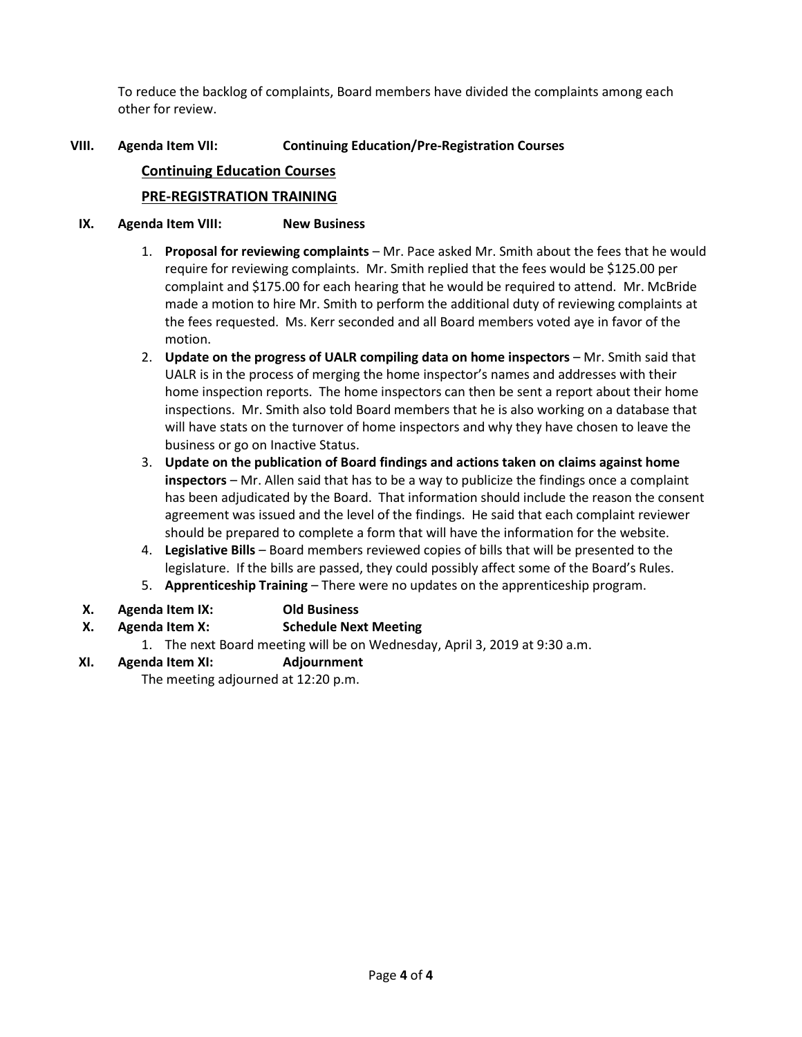To reduce the backlog of complaints, Board members have divided the complaints among each other for review.

**VIII. Agenda Item VII: Continuing Education/Pre-Registration Courses**

**Continuing Education Courses**

**PRE-REGISTRATION TRAINING**

**IX. Agenda Item VIII: New Business**

1. **Proposal for reviewing complaints** – Mr. Pace asked Mr. Smith about the fees that he would require for reviewing complaints. Mr. Smith replied that the fees would be $125.00 per complaint and $175.00 for each hearing that he would be required to attend. Mr. McBride made a motion to hire Mr. Smith to perform the additional duty of reviewing complaints at the fees requested. Ms. Kerr seconded and all Board members voted aye in favor of the motion.
2. **Update on the progress of UALR compiling data on home inspectors** – Mr. Smith said that UALR is in the process of merging the home inspector's names and addresses with their home inspection reports. The home inspectors can then be sent a report about their home inspections. Mr. Smith also told Board members that he is also working on a database that will have stats on the turnover of home inspectors and why they have chosen to leave the business or go on Inactive Status.
3. **Update on the publication of Board findings and actions taken on claims against home inspectors** – Mr. Allen said that has to be a way to publicize the findings once a complaint has been adjudicated by the Board. That information should include the reason the consent agreement was issued and the level of the findings. He said that each complaint reviewer should be prepared to complete a form that will have the information for the website.
4. **Legislative Bills** – Board members reviewed copies of bills that will be presented to the legislature. If the bills are passed, they could possibly affect some of the Board's Rules.
5. **Apprenticeship Training** – There were no updates on the apprenticeship program.

**X. Agenda Item IX: Old Business**

**X. Agenda Item X: Schedule Next Meeting**

1. The next Board meeting will be on Wednesday, April 3, 2019 at 9:30 a.m.

**XI. Agenda Item XI: Adjournment**

The meeting adjourned at 12:20 p.m.